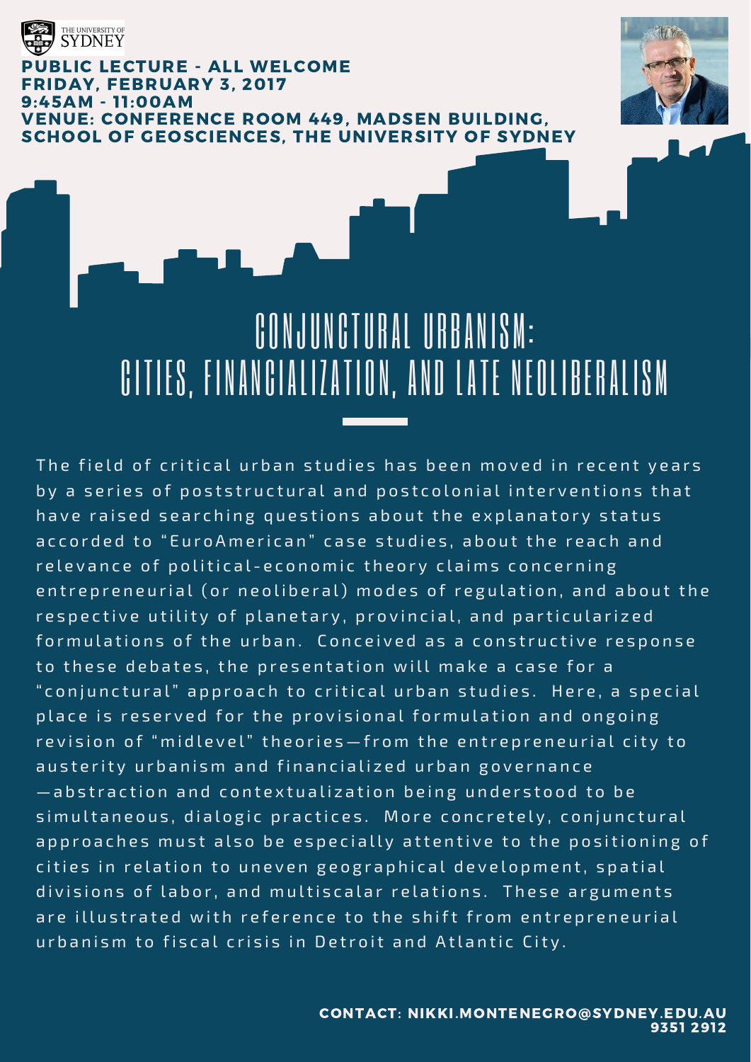THE UNIVERSITY OF SYDNEY

**PUBLIC LECTURE - ALL WELCOME**
**FRIDAY, FEBRUARY 3, 2017**
**9:45AM - 11:00AM**
**VENUE: CONFERENCE ROOM 449, MADSEN BUILDING, SCHOOL OF GEOSCIENCES, THE UNIVERSITY OF SYDNEY**

# CONJUNCTURAL URBANISM: CITIES, FINANCIALIZATION, AND LATE NEOLIBERALISM

The field of critical urban studies has been moved in recent years by a series of poststructural and postcolonial interventions that have raised searching questions about the explanatory status accorded to "EuroAmerican" case studies, about the reach and relevance of political-economic theory claims concerning entrepreneurial (or neoliberal) modes of regulation, and about the respective utility of planetary, provincial, and particularized formulations of the urban. Conceived as a constructive response to these debates, the presentation will make a case for a "conjunctural" approach to critical urban studies. Here, a special place is reserved for the provisional formulation and ongoing revision of "midlevel" theories—from the entrepreneurial city to austerity urbanism and financialized urban governance—abstraction and contextualization being understood to be simultaneous, dialogic practices. More concretely, conjunctural approaches must also be especially attentive to the positioning of cities in relation to uneven geographical development, spatial divisions of labor, and multiscalar relations. These arguments are illustrated with reference to the shift from entrepreneurial urbanism to fiscal crisis in Detroit and Atlantic City.

**CONTACT: NIKKI.MONTENEGRO@SYDNEY.EDU.AU**
**9351 2912**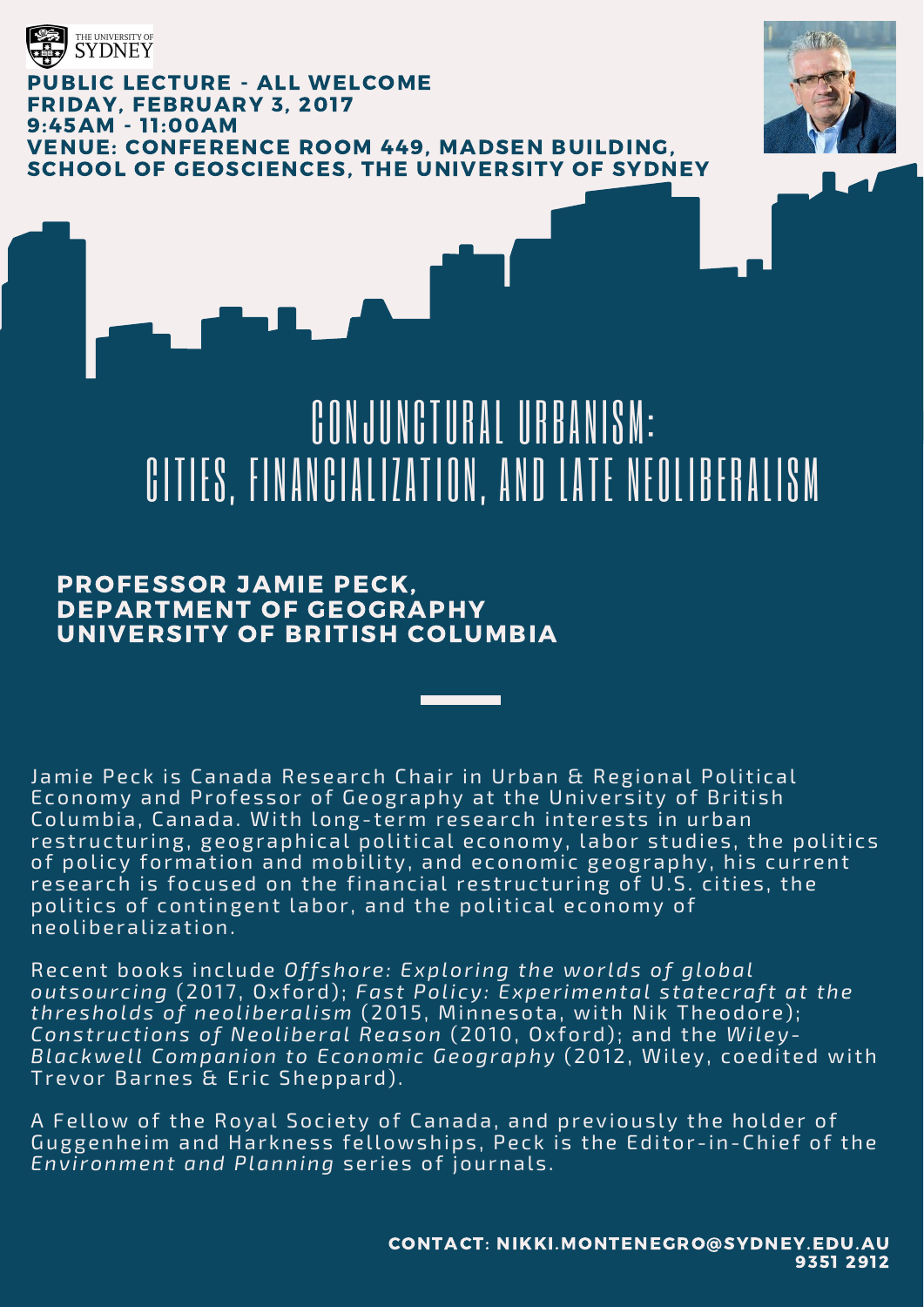THE UNIVERSITY OF SYDNEY

**PUBLIC LECTURE - ALL WELCOME**
**FRIDAY, FEBRUARY 3, 2017**
**9:45AM - 11:00AM**
**VENUE: CONFERENCE ROOM 449, MADSEN BUILDING, SCHOOL OF GEOSCIENCES, THE UNIVERSITY OF SYDNEY**

# CONJUNCTURAL URBANISM: CITIES, FINANCIALIZATION, AND LATE NEOLIBERALISM

## PROFESSOR JAMIE PECK, DEPARTMENT OF GEOGRAPHY UNIVERSITY OF BRITISH COLUMBIA

Jamie Peck is Canada Research Chair in Urban & Regional Political Economy and Professor of Geography at the University of British Columbia, Canada. With long-term research interests in urban restructuring, geographical political economy, labor studies, the politics of policy formation and mobility, and economic geography, his current research is focused on the financial restructuring of U.S. cities, the politics of contingent labor, and the political economy of neoliberalization.

Recent books include *Offshore: Exploring the worlds of global outsourcing* (2017, Oxford); *Fast Policy: Experimental statecraft at the thresholds of neoliberalism* (2015, Minnesota, with Nik Theodore); *Constructions of Neoliberal Reason* (2010, Oxford); and the *Wiley-Blackwell Companion to Economic Geography* (2012, Wiley, coedited with Trevor Barnes & Eric Sheppard).

A Fellow of the Royal Society of Canada, and previously the holder of Guggenheim and Harkness fellowships, Peck is the Editor-in-Chief of the *Environment and Planning* series of journals.

**CONTACT: NIKKI.MONTENEGRO@SYDNEY.EDU.AU**
**9351 2912**